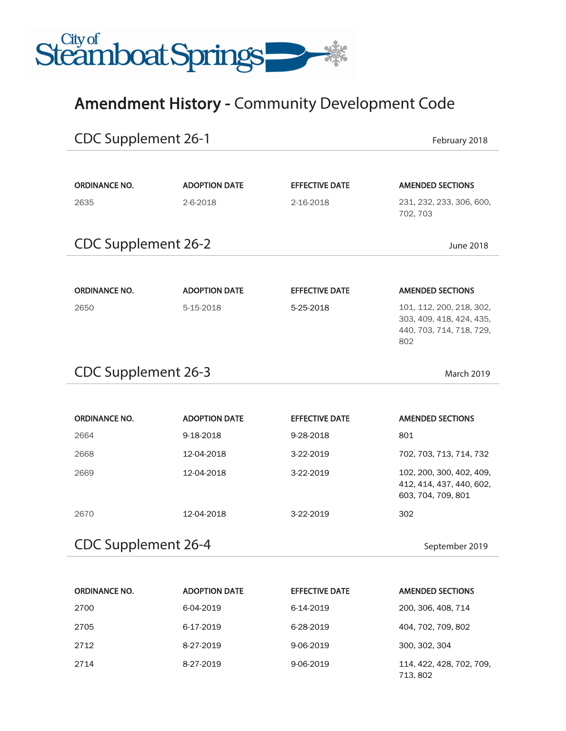City of Steamboat Springs

# Amendment History - Community Development Code

## CDC Supplement 26-1

February 2018

| ORDINANCE NO. | ADOPTION DATE | EFFECTIVE DATE | AMENDED SECTIONS |
|---|---|---|---|
| 2635 | 2-6-2018 | 2-16-2018 | 231, 232, 233, 306, 600, 702, 703 |

## CDC Supplement 26-2

June 2018

| ORDINANCE NO. | ADOPTION DATE | EFFECTIVE DATE | AMENDED SECTIONS |
|---|---|---|---|
| 2650 | 5-15-2018 | 5-25-2018 | 101, 112, 200, 218, 302, 303, 409, 418, 424, 435, 440, 703, 714, 718, 729, 802 |

## CDC Supplement 26-3

March 2019

| ORDINANCE NO. | ADOPTION DATE | EFFECTIVE DATE | AMENDED SECTIONS |
|---|---|---|---|
| 2664 | 9-18-2018 | 9-28-2018 | 801 |
| 2668 | 12-04-2018 | 3-22-2019 | 702, 703, 713, 714, 732 |
| 2669 | 12-04-2018 | 3-22-2019 | 102, 200, 300, 402, 409, 412, 414, 437, 440, 602, 603, 704, 709, 801 |
| 2670 | 12-04-2018 | 3-22-2019 | 302 |

## CDC Supplement 26-4

September 2019

| ORDINANCE NO. | ADOPTION DATE | EFFECTIVE DATE | AMENDED SECTIONS |
|---|---|---|---|
| 2700 | 6-04-2019 | 6-14-2019 | 200, 306, 408, 714 |
| 2705 | 6-17-2019 | 6-28-2019 | 404, 702, 709, 802 |
| 2712 | 8-27-2019 | 9-06-2019 | 300, 302, 304 |
| 2714 | 8-27-2019 | 9-06-2019 | 114, 422, 428, 702, 709, 713, 802 |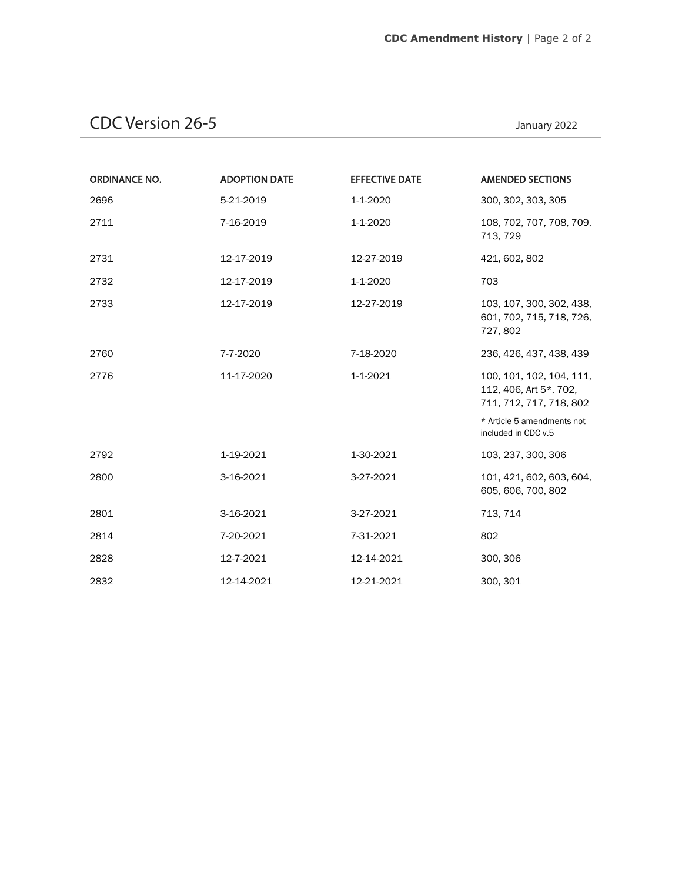# CDC Version 26-5

January 2022

| ORDINANCE NO. | ADOPTION DATE | EFFECTIVE DATE | AMENDED SECTIONS |
|---|---|---|---|
| 2696 | 5-21-2019 | 1-1-2020 | 300, 302, 303, 305 |
| 2711 | 7-16-2019 | 1-1-2020 | 108, 702, 707, 708, 709, 713, 729 |
| 2731 | 12-17-2019 | 12-27-2019 | 421, 602, 802 |
| 2732 | 12-17-2019 | 1-1-2020 | 703 |
| 2733 | 12-17-2019 | 12-27-2019 | 103, 107, 300, 302, 438, 601, 702, 715, 718, 726, 727, 802 |
| 2760 | 7-7-2020 | 7-18-2020 | 236, 426, 437, 438, 439 |
| 2776 | 11-17-2020 | 1-1-2021 | 100, 101, 102, 104, 111, 112, 406, Art 5*, 702, 711, 712, 717, 718, 802<br>* Article 5 amendments not included in CDC v.5 |
| 2792 | 1-19-2021 | 1-30-2021 | 103, 237, 300, 306 |
| 2800 | 3-16-2021 | 3-27-2021 | 101, 421, 602, 603, 604, 605, 606, 700, 802 |
| 2801 | 3-16-2021 | 3-27-2021 | 713, 714 |
| 2814 | 7-20-2021 | 7-31-2021 | 802 |
| 2828 | 12-7-2021 | 12-14-2021 | 300, 306 |
| 2832 | 12-14-2021 | 12-21-2021 | 300, 301 |